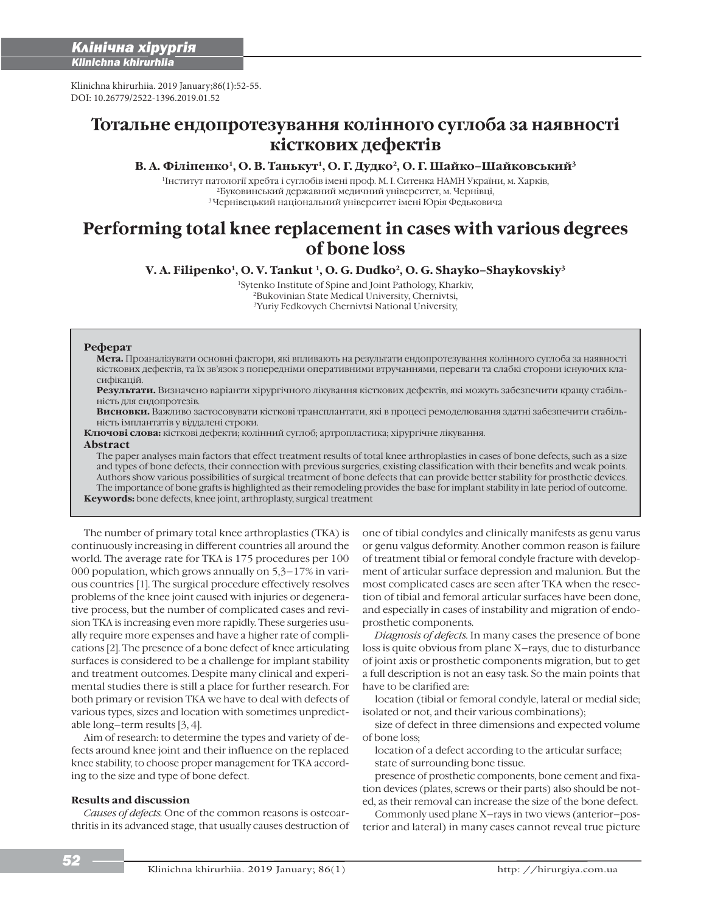Klinichna khirurhiia. 2019 January;86(1):52-55.
DOI: 10.26779/2522-1396.2019.01.52

# Тотальне ендопротезування колінного суглоба за наявності кісткових дефектів

**В. А. Філіпенко[1], О. В. Танькут[1], О. Г. Дудко[2], О. Г. Шайко–Шайковський[3]**

[1]Інститут патології хребта і суглобів імені проф. М. І. Ситенка НАМН України, м. Харків,
[2]Буковинський державний медичний університет, м. Чернівці,
[3]Чернівецький національний університет імені Юрія Федьковича

# Performing total knee replacement in cases with various degrees of bone loss

**V. A. Filipenko[1], O. V. Tankut[1], O. G. Dudko[2], O. G. Shayko–Shaykovskiy[3]**

[1]Sytenko Institute of Spine and Joint Pathology, Kharkiv,
[2]Bukovinian State Medical University, Chernivtsi,
[3]Yuriy Fedkovych Chernivtsi National University,

**Реферат**

**Мета.** Проаналізувати основні фактори, які впливають на результати ендопротезування колінного суглоба за наявності кісткових дефектів, та їх зв'язок з попередніми оперативними втручаннями, переваги та слабкі сторони існуючих класифікацій.

**Результати.** Визначено варіанти хірургічного лікування кісткових дефектів, які можуть забезпечити кращу стабільність для ендопротезів.

**Висновки.** Важливо застосовувати кісткові трансплантати, які в процесі ремоделювання здатні забезпечити стабільність імплантатів у віддалені строки.

**Ключові слова:** кісткові дефекти; колінний суглоб; артропластика; хірургічне лікування.

**Abstract**

The paper analyses main factors that effect treatment results of total knee arthroplasties in cases of bone defects, such as a size and types of bone defects, their connection with previous surgeries, existing classification with their benefits and weak points. Authors show various possibilities of surgical treatment of bone defects that can provide better stability for prosthetic devices. The importance of bone grafts is highlighted as their remodeling provides the base for implant stability in late period of outcome.

**Keywords:** bone defects, knee joint, arthroplasty, surgical treatment

The number of primary total knee arthroplasties (TKA) is continuously increasing in different countries all around the world. The average rate for TKA is 175 procedures per 100 000 population, which grows annually on 5,3–17% in various countries [1]. The surgical procedure effectively resolves problems of the knee joint caused with injuries or degenerative process, but the number of complicated cases and revision TKA is increasing even more rapidly. These surgeries usually require more expenses and have a higher rate of complications [2]. The presence of a bone defect of knee articulating surfaces is considered to be a challenge for implant stability and treatment outcomes. Despite many clinical and experimental studies there is still a place for further research. For both primary or revision TKA we have to deal with defects of various types, sizes and location with sometimes unpredictable long–term results [3, 4].

Aim of research: to determine the types and variety of defects around knee joint and their influence on the replaced knee stability, to choose proper management for TKA according to the size and type of bone defect.

### Results and discussion

*Causes of defects.* One of the common reasons is osteoarthritis in its advanced stage, that usually causes destruction of one of tibial condyles and clinically manifests as genu varus or genu valgus deformity. Another common reason is failure of treatment tibial or femoral condyle fracture with development of articular surface depression and malunion. But the most complicated cases are seen after TKA when the resection of tibial and femoral articular surfaces have been done, and especially in cases of instability and migration of endoprosthetic components.

*Diagnosis of defects.* In many cases the presence of bone loss is quite obvious from plane X–rays, due to disturbance of joint axis or prosthetic components migration, but to get a full description is not an easy task. So the main points that have to be clarified are:

location (tibial or femoral condyle, lateral or medial side; isolated or not, and their various combinations);

size of defect in three dimensions and expected volume of bone loss;

location of a defect according to the articular surface;

state of surrounding bone tissue.

presence of prosthetic components, bone cement and fixation devices (plates, screws or their parts) also should be noted, as their removal can increase the size of the bone defect.

Commonly used plane X–rays in two views (anterior–posterior and lateral) in many cases cannot reveal true picture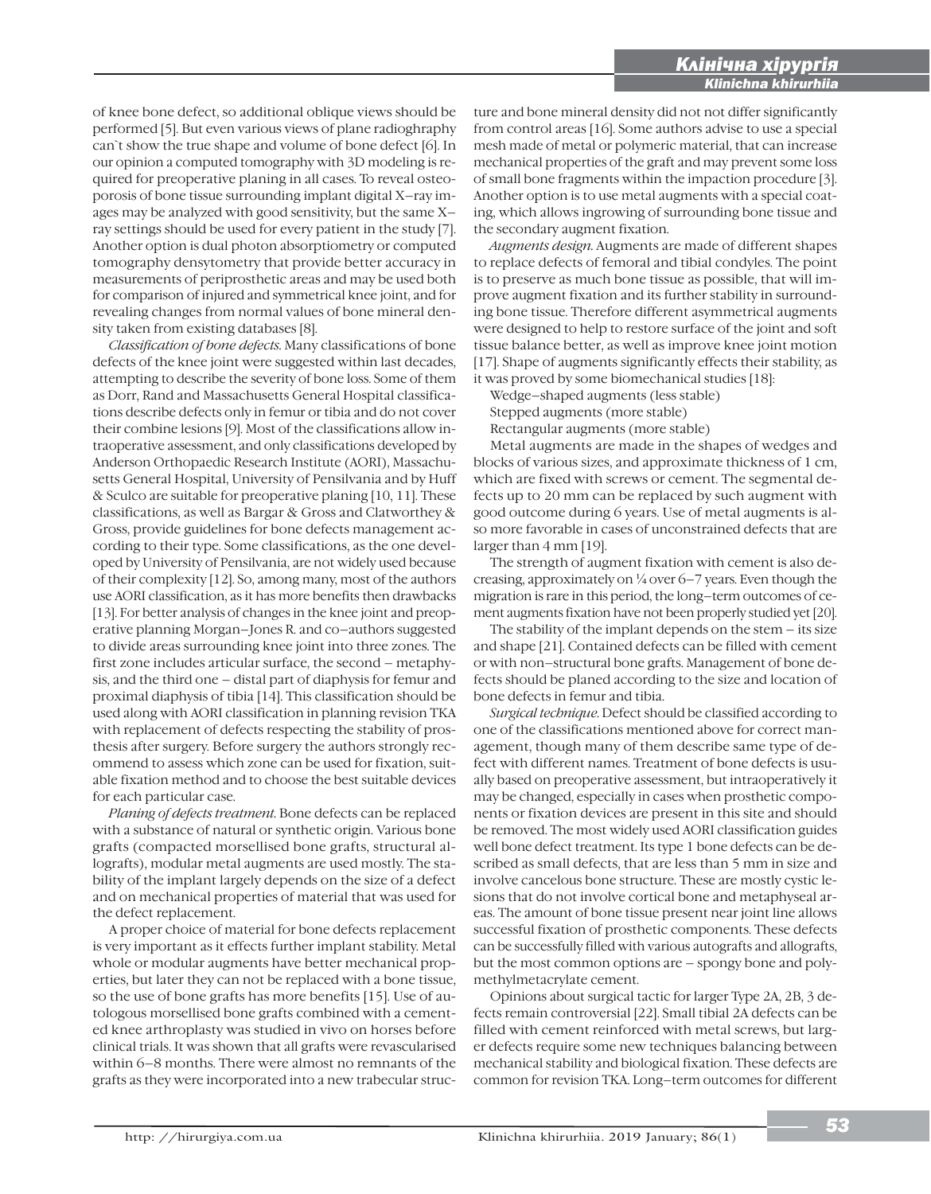of knee bone defect, so additional oblique views should be performed [5]. But even various views of plane radioghraphy can`t show the true shape and volume of bone defect [6]. In our opinion a computed tomography with 3D modeling is required for preoperative planing in all cases. To reveal osteoporosis of bone tissue surrounding implant digital X–ray images may be analyzed with good sensitivity, but the same X–ray settings should be used for every patient in the study [7]. Another option is dual photon absorptiometry or computed tomography densytometry that provide better accuracy in measurements of periprosthetic areas and may be used both for comparison of injured and symmetrical knee joint, and for revealing changes from normal values of bone mineral density taken from existing databases [8].

*Classification of bone defects.* Many classifications of bone defects of the knee joint were suggested within last decades, attempting to describe the severity of bone loss. Some of them as Dorr, Rand and Massachusetts General Hospital classifications describe defects only in femur or tibia and do not cover their combine lesions [9]. Most of the classifications allow intraoperative assessment, and only classifications developed by Anderson Orthopaedic Research Institute (AORI), Massachusetts General Hospital, University of Pensilvania and by Huff & Sculco are suitable for preoperative planing [10, 11]. These classifications, as well as Bargar & Gross and Clatworthey & Gross, provide guidelines for bone defects management according to their type. Some classifications, as the one developed by University of Pensilvania, are not widely used because of their complexity [12]. So, among many, most of the authors use AORI classification, as it has more benefits then drawbacks [13]. For better analysis of changes in the knee joint and preoperative planning Morgan–Jones R. and co–authors suggested to divide areas surrounding knee joint into three zones. The first zone includes articular surface, the second – metaphysis, and the third one – distal part of diaphysis for femur and proximal diaphysis of tibia [14]. This classification should be used along with AORI classification in planning revision TKA with replacement of defects respecting the stability of prosthesis after surgery. Before surgery the authors strongly recommend to assess which zone can be used for fixation, suitable fixation method and to choose the best suitable devices for each particular case.

*Planing of defects treatment.* Bone defects can be replaced with a substance of natural or synthetic origin. Various bone grafts (compacted morsellised bone grafts, structural allografts), modular metal augments are used mostly. The stability of the implant largely depends on the size of a defect and on mechanical properties of material that was used for the defect replacement.

A proper choice of material for bone defects replacement is very important as it effects further implant stability. Metal whole or modular augments have better mechanical properties, but later they can not be replaced with a bone tissue, so the use of bone grafts has more benefits [15]. Use of autologous morsellised bone grafts combined with a cemented knee arthroplasty was studied in vivo on horses before clinical trials. It was shown that all grafts were revascularised within 6–8 months. There were almost no remnants of the grafts as they were incorporated into a new trabecular structure and bone mineral density that did not differ significantly from control areas [16]. Some authors advise to use a special mesh made of metal or polymeric material, that can increase mechanical properties of the graft and may prevent some loss of small bone fragments within the impaction procedure [3]. Another option is to use metal augments with a special coating, which allows ingrowing of surrounding bone tissue and the secondary augment fixation.

*Augments design.* Augments are made of different shapes to replace defects of femoral and tibial condyles. The point is to preserve as much bone tissue as possible, that will improve augment fixation and its further stability in surrounding bone tissue. Therefore different asymmetrical augments were designed to help to restore surface of the joint and soft tissue balance better, as well as improve knee joint motion [17]. Shape of augments significantly effects their stability, as it was proved by some biomechanical studies [18]:

Wedge–shaped augments (less stable)

Stepped augments (more stable)

Rectangular augments (more stable)

Metal augments are made in the shapes of wedges and blocks of various sizes, and approximate thickness of 1 cm, which are fixed with screws or cement. The segmental defects up to 20 mm can be replaced by such augment with good outcome during 6 years. Use of metal augments is also more favorable in cases of unconstrained defects that are larger than 4 mm [19].

The strength of augment fixation with cement is also decreasing, approximately on ¼ over 6–7 years. Even though the migration is rare in this period, the long–term outcomes of cement augments fixation have not been properly studied yet [20].

The stability of the implant depends on the stem – its size and shape [21]. Contained defects can be filled with cement or with non–structural bone grafts. Management of bone defects should be planed according to the size and location of bone defects in femur and tibia.

*Surgical technique.* Defect should be classified according to one of the classifications mentioned above for correct management, though many of them describe same type of defect with different names. Treatment of bone defects is usually based on preoperative assessment, but intraoperatively it may be changed, especially in cases when prosthetic components or fixation devices are present in this site and should be removed. The most widely used AORI classification guides well bone defect treatment. Its type 1 bone defects can be described as small defects, that are less than 5 mm in size and involve cancelous bone structure. These are mostly cystic lesions that do not involve cortical bone and metaphyseal areas. The amount of bone tissue present near joint line allows successful fixation of prosthetic components. These defects can be successfully filled with various autografts and allografts, but the most common options are – spongy bone and polymethylmetacrylate cement.

Opinions about surgical tactic for larger Type 2A, 2B, 3 defects remain controversial [22]. Small tibial 2A defects can be filled with cement reinforced with metal screws, but larger defects require some new techniques balancing between mechanical stability and biological fixation. These defects are common for revision TKA. Long–term outcomes for different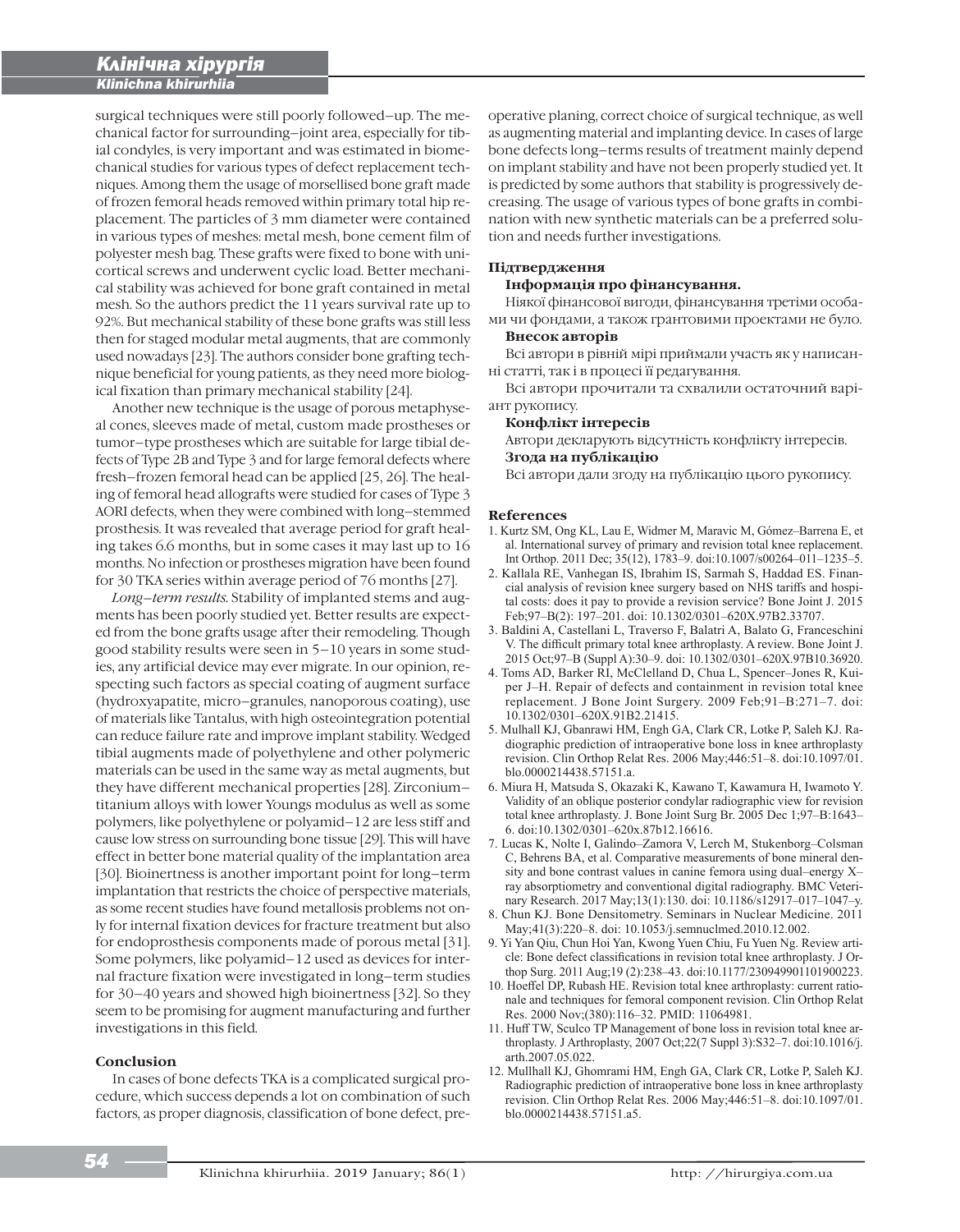surgical techniques were still poorly followed–up. The mechanical factor for surrounding–joint area, especially for tibial condyles, is very important and was estimated in biomechanical studies for various types of defect replacement techniques. Among them the usage of morsellised bone graft made of frozen femoral heads removed within primary total hip replacement. The particles of 3 mm diameter were contained in various types of meshes: metal mesh, bone cement film of polyester mesh bag. These grafts were fixed to bone with unicortical screws and underwent cyclic load. Better mechanical stability was achieved for bone graft contained in metal mesh. So the authors predict the 11 years survival rate up to 92%. But mechanical stability of these bone grafts was still less then for staged modular metal augments, that are commonly used nowadays [23]. The authors consider bone grafting technique beneficial for young patients, as they need more biological fixation than primary mechanical stability [24].

Another new technique is the usage of porous metaphyseal cones, sleeves made of metal, custom made prostheses or tumor–type prostheses which are suitable for large tibial defects of Type 2B and Type 3 and for large femoral defects where fresh–frozen femoral head can be applied [25, 26]. The healing of femoral head allografts were studied for cases of Type 3 AORI defects, when they were combined with long–stemmed prosthesis. It was revealed that average period for graft healing takes 6.6 months, but in some cases it may last up to 16 months. No infection or prostheses migration have been found for 30 TKA series within average period of 76 months [27].

*Long–term results.* Stability of implanted stems and augments has been poorly studied yet. Better results are expected from the bone grafts usage after their remodeling. Though good stability results were seen in 5–10 years in some studies, any artificial device may ever migrate. In our opinion, respecting such factors as special coating of augment surface (hydroxyapatite, micro–granules, nanoporous coating), use of materials like Tantalus, with high osteointegration potential can reduce failure rate and improve implant stability. Wedged tibial augments made of polyethylene and other polymeric materials can be used in the same way as metal augments, but they have different mechanical properties [28]. Zirconium–titanium alloys with lower Youngs modulus as well as some polymers, like polyethylene or polyamid–12 are less stiff and cause low stress on surrounding bone tissue [29]. This will have effect in better bone material quality of the implantation area [30]. Bioinertness is another important point for long–term implantation that restricts the choice of perspective materials, as some recent studies have found metallosis problems not only for internal fixation devices for fracture treatment but also for endoprosthesis components made of porous metal [31]. Some polymers, like polyamid–12 used as devices for internal fracture fixation were investigated in long–term studies for 30–40 years and showed high bioinertness [32]. So they seem to be promising for augment manufacturing and further investigations in this field.

## Conclusion

In cases of bone defects TKA is a complicated surgical procedure, which success depends a lot on combination of such factors, as proper diagnosis, classification of bone defect, preoperative planing, correct choice of surgical technique, as well as augmenting material and implanting device. In cases of large bone defects long–terms results of treatment mainly depend on implant stability and have not been properly studied yet. It is predicted by some authors that stability is progressively decreasing. The usage of various types of bone grafts in combination with new synthetic materials can be a preferred solution and needs further investigations.

## Підтвердження

**Інформація про фінансування.**

Ніякої фінансової вигоди, фінансування третіми особами чи фондами, а також грантовими проектами не було.

**Внесок авторів**

Всі автори в рівній мірі приймали участь як у написанні статті, так і в процесі її редагування.

Всі автори прочитали та схвалили остаточний варіант рукопису.

**Конфлікт інтересів**

Автори декларують відсутність конфлікту інтересів.

**Згода на публікацію**

Всі автори дали згоду на публікацію цього рукопису.

## References

1. Kurtz SM, Ong KL, Lau E, Widmer M, Maravic M, Gómez–Barrena E, et al. International survey of primary and revision total knee replacement. Int Orthop. 2011 Dec; 35(12), 1783–9. doi:10.1007/s00264–011–1235–5.
2. Kallala RE, Vanhegan IS, Ibrahim IS, Sarmah S, Haddad ES. Financial analysis of revision knee surgery based on NHS tariffs and hospital costs: does it pay to provide a revision service? Bone Joint J. 2015 Feb;97–B(2): 197–201. doi: 10.1302/0301–620X.97B2.33707.
3. Baldini A, Castellani L, Traverso F, Balatri A, Balato G, Franceschini V. The difficult primary total knee arthroplasty. A review. Bone Joint J. 2015 Oct;97–B (Suppl A):30–9. doi: 10.1302/0301–620X.97B10.36920.
4. Toms AD, Barker RI, McClelland D, Chua L, Spencer–Jones R, Kuiper J–H. Repair of defects and containment in revision total knee replacement. J Bone Joint Surgery. 2009 Feb;91–B:271–7. doi: 10.1302/0301–620X.91B2.21415.
5. Mulhall KJ, Gbanrawi HM, Engh GA, Clark CR, Lotke P, Saleh KJ. Radiographic prediction of intraoperative bone loss in knee arthroplasty revision. Clin Orthop Relat Res. 2006 May;446:51–8. doi:10.1097/01.blo.0000214438.57151.a.
6. Miura H, Matsuda S, Okazaki K, Kawano T, Kawamura H, Iwamoto Y. Validity of an oblique posterior condylar radiographic view for revision total knee arthroplasty. J. Bone Joint Surg Br. 2005 Dec 1;97–B:1643–6. doi:10.1302/0301–620x.87b12.16616.
7. Lucas K, Nolte I, Galindo–Zamora V, Lerch M, Stukenborg–Colsman C, Behrens BA, et al. Comparative measurements of bone mineral density and bone contrast values in canine femora using dual–energy X–ray absorptiometry and conventional digital radiography. BMC Veterinary Research. 2017 May;13(1):130. doi: 10.1186/s12917–017–1047–y.
8. Chun KJ. Bone Densitometry. Seminars in Nuclear Medicine. 2011 May;41(3):220–8. doi: 10.1053/j.semnuclmed.2010.12.002.
9. Yi Yan Qiu, Chun Hoi Yan, Kwong Yuen Chiu, Fu Yuen Ng. Review article: Bone defect classifications in revision total knee arthroplasty. J Orthop Surg. 2011 Aug;19 (2):238–43. doi:10.1177/230949901101900223.
10. Hoeffel DP, Rubash HE. Revision total knee arthroplasty: current rationale and techniques for femoral component revision. Clin Orthop Relat Res. 2000 Nov;(380):116–32. PMID: 11064981.
11. Huff TW, Sculco TP Management of bone loss in revision total knee arthroplasty. J Arthroplasty, 2007 Oct;22(7 Suppl 3):S32–7. doi:10.1016/j.arth.2007.05.022.
12. Mullhall KJ, Ghomrami HM, Engh GA, Clark CR, Lotke P, Saleh KJ. Radiographic prediction of intraoperative bone loss in knee arthroplasty revision. Clin Orthop Relat Res. 2006 May;446:51–8. doi:10.1097/01.blo.0000214438.57151.a5.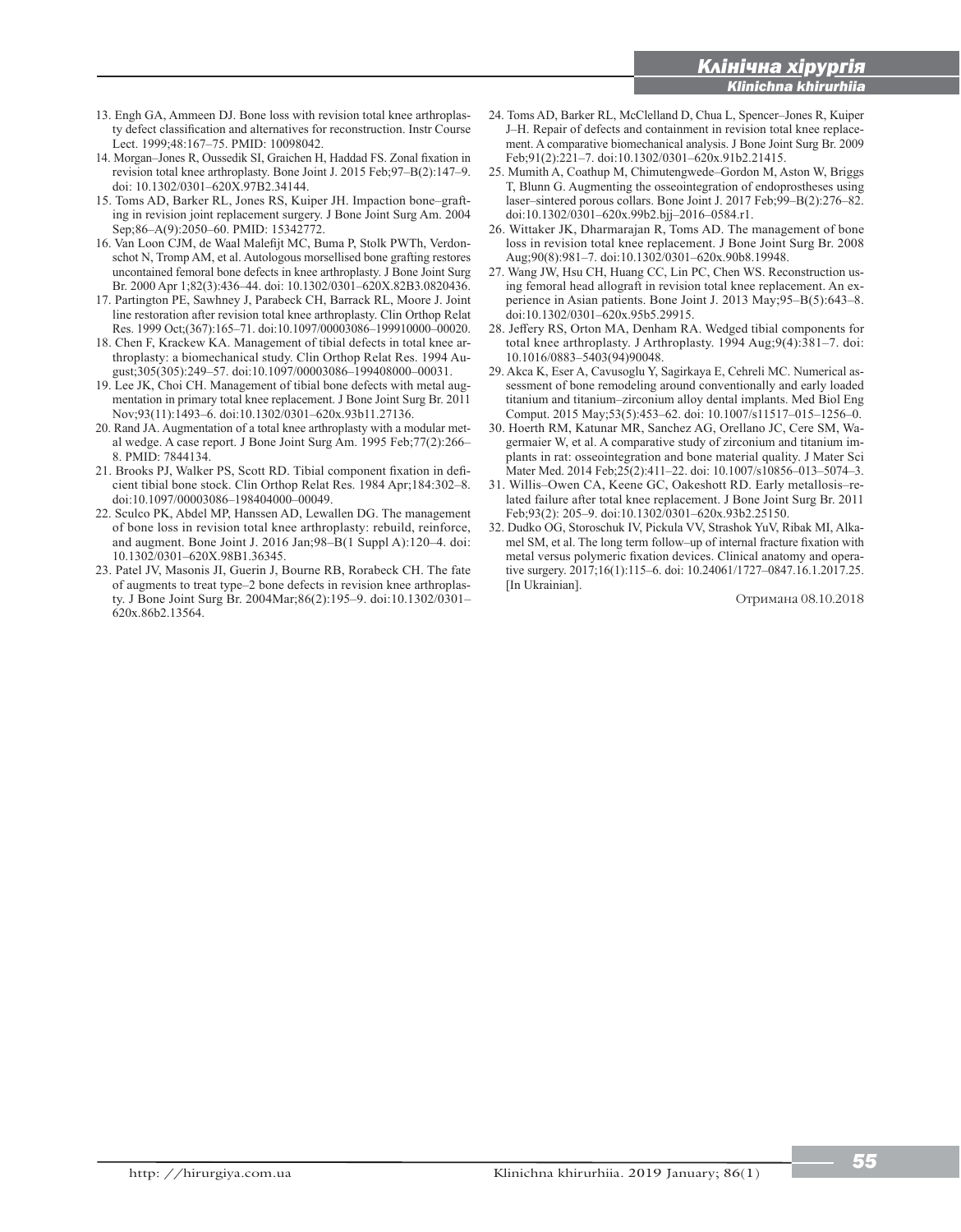13. Engh GA, Ammeen DJ. Bone loss with revision total knee arthroplasty defect classification and alternatives for reconstruction. Instr Course Lect. 1999;48:167–75. PMID: 10098042.
14. Morgan–Jones R, Oussedik SI, Graichen H, Haddad FS. Zonal fixation in revision total knee arthroplasty. Bone Joint J. 2015 Feb;97–B(2):147–9. doi: 10.1302/0301–620X.97B2.34144.
15. Toms AD, Barker RL, Jones RS, Kuiper JH. Impaction bone–grafting in revision joint replacement surgery. J Bone Joint Surg Am. 2004 Sep;86–A(9):2050–60. PMID: 15342772.
16. Van Loon CJM, de Waal Malefijt MC, Buma P, Stolk PWTh, Verdonschot N, Tromp AM, et al. Autologous morsellised bone grafting restores uncontained femoral bone defects in knee arthroplasty. J Bone Joint Surg Br. 2000 Apr 1;82(3):436–44. doi: 10.1302/0301–620X.82B3.0820436.
17. Partington PE, Sawhney J, Parabeck CH, Barrack RL, Moore J. Joint line restoration after revision total knee arthroplasty. Clin Orthop Relat Res. 1999 Oct;(367):165–71. doi:10.1097/00003086–199910000–00020.
18. Chen F, Krackew KA. Management of tibial defects in total knee arthroplasty: a biomechanical study. Clin Orthop Relat Res. 1994 August;305(305):249–57. doi:10.1097/00003086–199408000–00031.
19. Lee JK, Choi CH. Management of tibial bone defects with metal augmentation in primary total knee replacement. J Bone Joint Surg Br. 2011 Nov;93(11):1493–6. doi:10.1302/0301–620x.93b11.27136.
20. Rand JA. Augmentation of a total knee arthroplasty with a modular metal wedge. A case report. J Bone Joint Surg Am. 1995 Feb;77(2):266–8. PMID: 7844134.
21. Brooks PJ, Walker PS, Scott RD. Tibial component fixation in deficient tibial bone stock. Clin Orthop Relat Res. 1984 Apr;184:302–8. doi:10.1097/00003086–198404000–00049.
22. Sculco PK, Abdel MP, Hanssen AD, Lewallen DG. The management of bone loss in revision total knee arthroplasty: rebuild, reinforce, and augment. Bone Joint J. 2016 Jan;98–B(1 Suppl A):120–4. doi: 10.1302/0301–620X.98B1.36345.
23. Patel JV, Masonis JI, Guerin J, Bourne RB, Rorabeck CH. The fate of augments to treat type–2 bone defects in revision knee arthroplasty. J Bone Joint Surg Br. 2004Mar;86(2):195–9. doi:10.1302/0301–620x.86b2.13564.
24. Toms AD, Barker RL, McClelland D, Chua L, Spencer–Jones R, Kuiper J–H. Repair of defects and containment in revision total knee replacement. A comparative biomechanical analysis. J Bone Joint Surg Br. 2009 Feb;91(2):221–7. doi:10.1302/0301–620x.91b2.21415.
25. Mumith A, Coathup M, Chimutengwede–Gordon M, Aston W, Briggs T, Blunn G. Augmenting the osseointegration of endoprostheses using laser–sintered porous collars. Bone Joint J. 2017 Feb;99–B(2):276–82. doi:10.1302/0301–620x.99b2.bjj–2016–0584.r1.
26. Wittaker JK, Dharmarajan R, Toms AD. The management of bone loss in revision total knee replacement. J Bone Joint Surg Br. 2008 Aug;90(8):981–7. doi:10.1302/0301–620x.90b8.19948.
27. Wang JW, Hsu CH, Huang CC, Lin PC, Chen WS. Reconstruction using femoral head allograft in revision total knee replacement. An experience in Asian patients. Bone Joint J. 2013 May;95–B(5):643–8. doi:10.1302/0301–620x.95b5.29915.
28. Jeffery RS, Orton MA, Denham RA. Wedged tibial components for total knee arthroplasty. J Arthroplasty. 1994 Aug;9(4):381–7. doi: 10.1016/0883–5403(94)90048.
29. Akca K, Eser A, Cavusoglu Y, Sagirkaya E, Cehreli MC. Numerical assessment of bone remodeling around conventionally and early loaded titanium and titanium–zirconium alloy dental implants. Med Biol Eng Comput. 2015 May;53(5):453–62. doi: 10.1007/s11517–015–1256–0.
30. Hoerth RM, Katunar MR, Sanchez AG, Orellano JC, Cere SM, Wagermaier W, et al. A comparative study of zirconium and titanium implants in rat: osseointegration and bone material quality. J Mater Sci Mater Med. 2014 Feb;25(2):411–22. doi: 10.1007/s10856–013–5074–3.
31. Willis–Owen CA, Keene GC, Oakeshott RD. Early metallosis–related failure after total knee replacement. J Bone Joint Surg Br. 2011 Feb;93(2): 205–9. doi:10.1302/0301–620x.93b2.25150.
32. Dudko OG, Storoschuk IV, Pickula VV, Strashok YuV, Ribak MI, Alkamel SM, et al. The long term follow–up of internal fracture fixation with metal versus polymeric fixation devices. Clinical anatomy and operative surgery. 2017;16(1):115–6. doi: 10.24061/1727–0847.16.1.2017.25. [In Ukrainian].

Отримана 08.10.2018